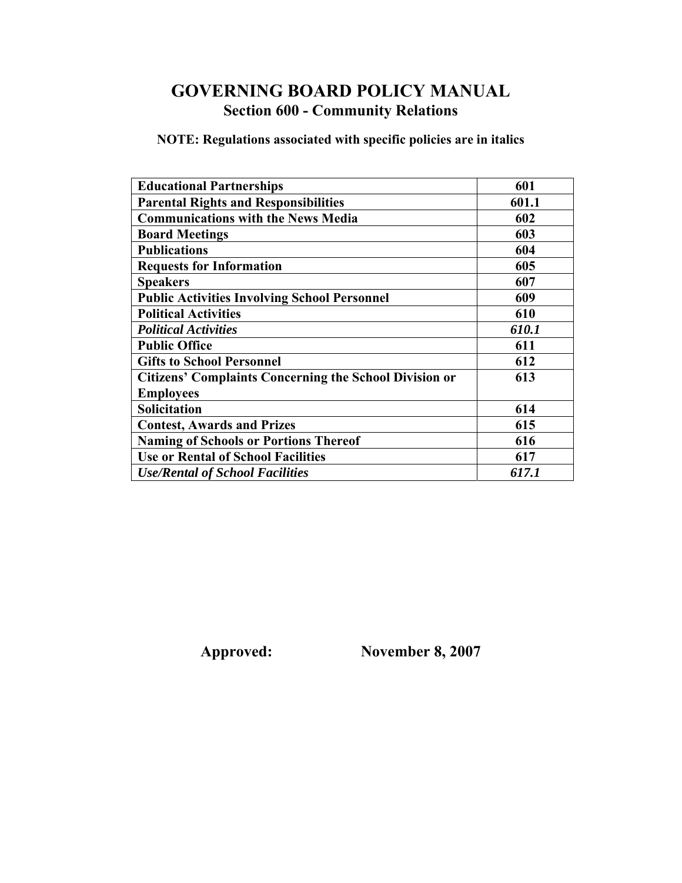# GOVERNING BOARD POLICY MANUAL

## Section 600 - Community Relations

**NOTE: Regulations associated with specific policies are in italics**

| | |
|---|---|
| **Educational Partnerships** | **601** |
| **Parental Rights and Responsibilities** | **601.1** |
| **Communications with the News Media** | **602** |
| **Board Meetings** | **603** |
| **Publications** | **604** |
| **Requests for Information** | **605** |
| **Speakers** | **607** |
| **Public Activities Involving School Personnel** | **609** |
| **Political Activities** | **610** |
| ***Political Activities*** | ***610.1*** |
| **Public Office** | **611** |
| **Gifts to School Personnel** | **612** |
| **Citizens' Complaints Concerning the School Division or Employees** | **613** |
| **Solicitation** | **614** |
| **Contest, Awards and Prizes** | **615** |
| **Naming of Schools or Portions Thereof** | **616** |
| **Use or Rental of School Facilities** | **617** |
| ***Use/Rental of School Facilities*** | ***617.1*** |

**Approved: November 8, 2007**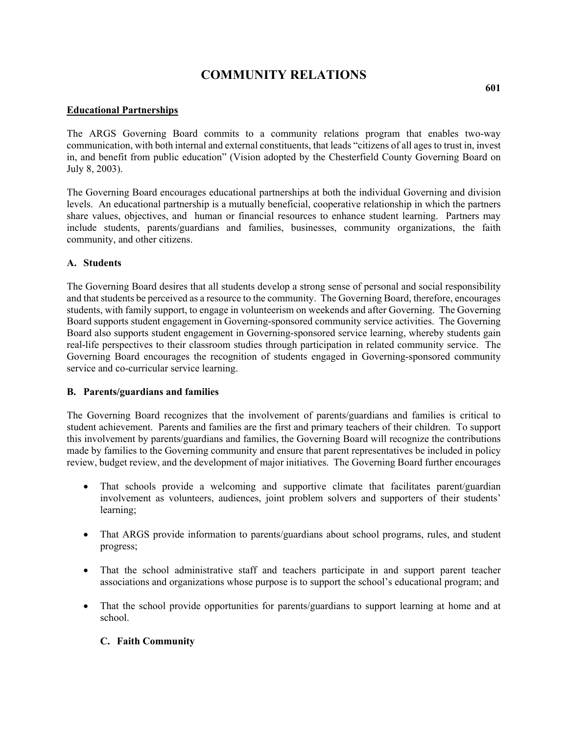# COMMUNITY RELATIONS

601

**Educational Partnerships**

The ARGS Governing Board commits to a community relations program that enables two-way communication, with both internal and external constituents, that leads "citizens of all ages to trust in, invest in, and benefit from public education" (Vision adopted by the Chesterfield County Governing Board on July 8, 2003).

The Governing Board encourages educational partnerships at both the individual Governing and division levels. An educational partnership is a mutually beneficial, cooperative relationship in which the partners share values, objectives, and human or financial resources to enhance student learning. Partners may include students, parents/guardians and families, businesses, community organizations, the faith community, and other citizens.

### A. Students

The Governing Board desires that all students develop a strong sense of personal and social responsibility and that students be perceived as a resource to the community. The Governing Board, therefore, encourages students, with family support, to engage in volunteerism on weekends and after Governing. The Governing Board supports student engagement in Governing-sponsored community service activities. The Governing Board also supports student engagement in Governing-sponsored service learning, whereby students gain real-life perspectives to their classroom studies through participation in related community service. The Governing Board encourages the recognition of students engaged in Governing-sponsored community service and co-curricular service learning.

### B. Parents/guardians and families

The Governing Board recognizes that the involvement of parents/guardians and families is critical to student achievement. Parents and families are the first and primary teachers of their children. To support this involvement by parents/guardians and families, the Governing Board will recognize the contributions made by families to the Governing community and ensure that parent representatives be included in policy review, budget review, and the development of major initiatives. The Governing Board further encourages

- That schools provide a welcoming and supportive climate that facilitates parent/guardian involvement as volunteers, audiences, joint problem solvers and supporters of their students' learning;
- That ARGS provide information to parents/guardians about school programs, rules, and student progress;
- That the school administrative staff and teachers participate in and support parent teacher associations and organizations whose purpose is to support the school's educational program; and
- That the school provide opportunities for parents/guardians to support learning at home and at school.

### C. Faith Community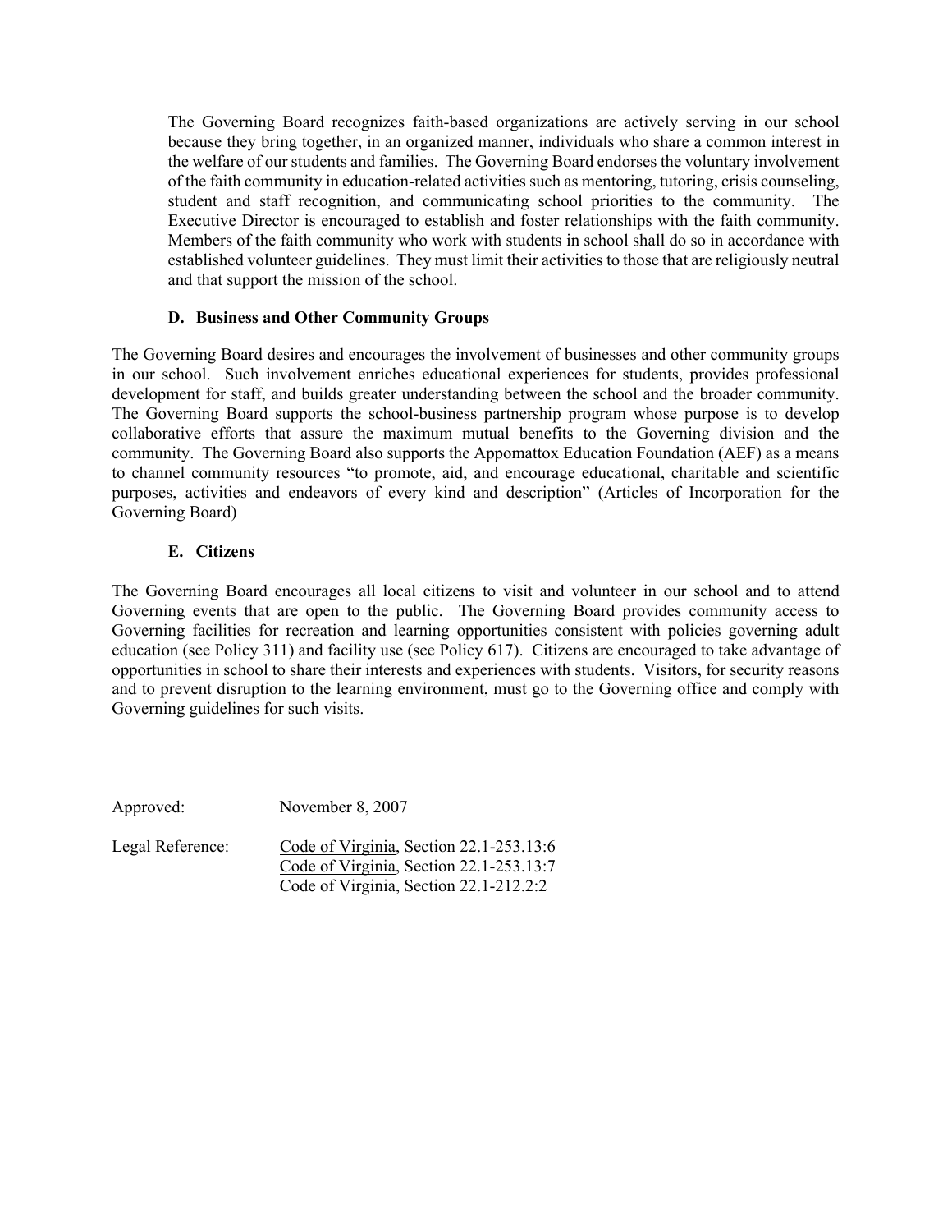The Governing Board recognizes faith-based organizations are actively serving in our school because they bring together, in an organized manner, individuals who share a common interest in the welfare of our students and families. The Governing Board endorses the voluntary involvement of the faith community in education-related activities such as mentoring, tutoring, crisis counseling, student and staff recognition, and communicating school priorities to the community. The Executive Director is encouraged to establish and foster relationships with the faith community. Members of the faith community who work with students in school shall do so in accordance with established volunteer guidelines. They must limit their activities to those that are religiously neutral and that support the mission of the school.

### D. Business and Other Community Groups

The Governing Board desires and encourages the involvement of businesses and other community groups in our school. Such involvement enriches educational experiences for students, provides professional development for staff, and builds greater understanding between the school and the broader community. The Governing Board supports the school-business partnership program whose purpose is to develop collaborative efforts that assure the maximum mutual benefits to the Governing division and the community. The Governing Board also supports the Appomattox Education Foundation (AEF) as a means to channel community resources "to promote, aid, and encourage educational, charitable and scientific purposes, activities and endeavors of every kind and description" (Articles of Incorporation for the Governing Board)

### E. Citizens

The Governing Board encourages all local citizens to visit and volunteer in our school and to attend Governing events that are open to the public. The Governing Board provides community access to Governing facilities for recreation and learning opportunities consistent with policies governing adult education (see Policy 311) and facility use (see Policy 617). Citizens are encouraged to take advantage of opportunities in school to share their interests and experiences with students. Visitors, for security reasons and to prevent disruption to the learning environment, must go to the Governing office and comply with Governing guidelines for such visits.

Approved: November 8, 2007

Legal Reference: Code of Virginia, Section 22.1-253.13:6
Code of Virginia, Section 22.1-253.13:7
Code of Virginia, Section 22.1-212.2:2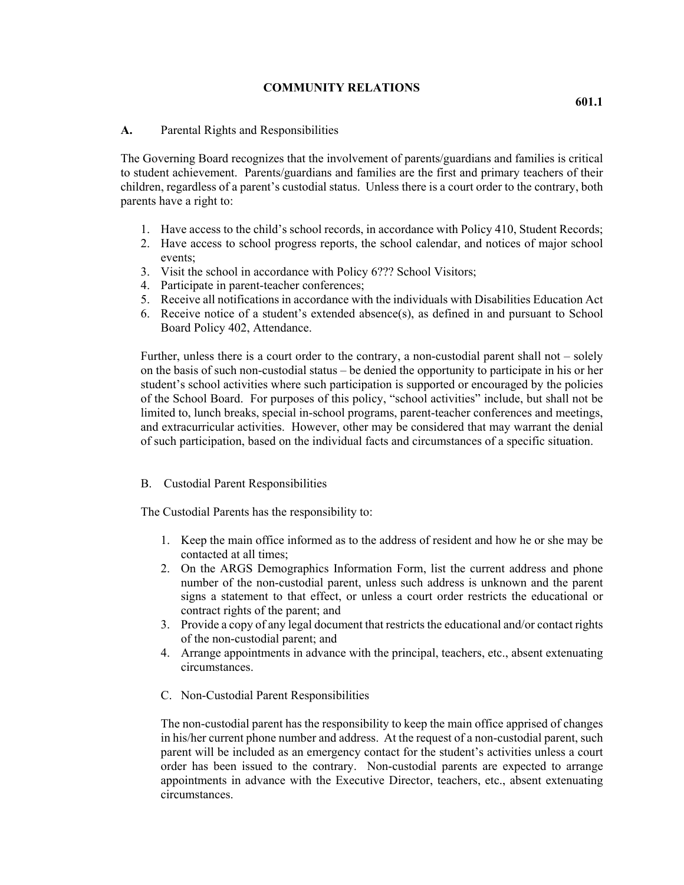# COMMUNITY RELATIONS

**601.1**

**A.** Parental Rights and Responsibilities

The Governing Board recognizes that the involvement of parents/guardians and families is critical to student achievement. Parents/guardians and families are the first and primary teachers of their children, regardless of a parent's custodial status. Unless there is a court order to the contrary, both parents have a right to:

1. Have access to the child's school records, in accordance with Policy 410, Student Records;
2. Have access to school progress reports, the school calendar, and notices of major school events;
3. Visit the school in accordance with Policy 6??? School Visitors;
4. Participate in parent-teacher conferences;
5. Receive all notifications in accordance with the individuals with Disabilities Education Act
6. Receive notice of a student's extended absence(s), as defined in and pursuant to School Board Policy 402, Attendance.

Further, unless there is a court order to the contrary, a non-custodial parent shall not – solely on the basis of such non-custodial status – be denied the opportunity to participate in his or her student's school activities where such participation is supported or encouraged by the policies of the School Board. For purposes of this policy, "school activities" include, but shall not be limited to, lunch breaks, special in-school programs, parent-teacher conferences and meetings, and extracurricular activities. However, other may be considered that may warrant the denial of such participation, based on the individual facts and circumstances of a specific situation.

B. Custodial Parent Responsibilities

The Custodial Parents has the responsibility to:

1. Keep the main office informed as to the address of resident and how he or she may be contacted at all times;
2. On the ARGS Demographics Information Form, list the current address and phone number of the non-custodial parent, unless such address is unknown and the parent signs a statement to that effect, or unless a court order restricts the educational or contract rights of the parent; and
3. Provide a copy of any legal document that restricts the educational and/or contact rights of the non-custodial parent; and
4. Arrange appointments in advance with the principal, teachers, etc., absent extenuating circumstances.

C. Non-Custodial Parent Responsibilities

The non-custodial parent has the responsibility to keep the main office apprised of changes in his/her current phone number and address. At the request of a non-custodial parent, such parent will be included as an emergency contact for the student's activities unless a court order has been issued to the contrary. Non-custodial parents are expected to arrange appointments in advance with the Executive Director, teachers, etc., absent extenuating circumstances.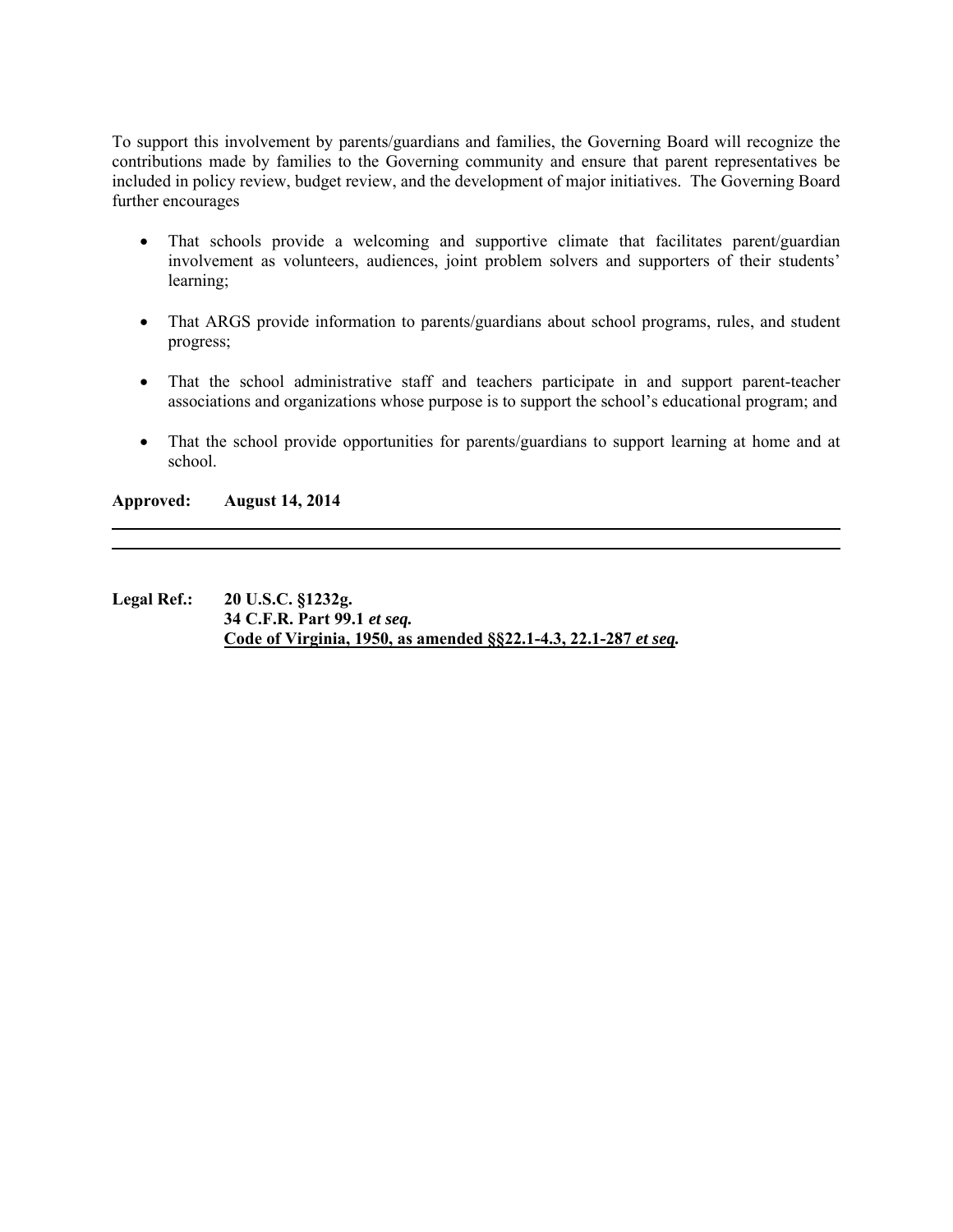To support this involvement by parents/guardians and families, the Governing Board will recognize the contributions made by families to the Governing community and ensure that parent representatives be included in policy review, budget review, and the development of major initiatives. The Governing Board further encourages

- That schools provide a welcoming and supportive climate that facilitates parent/guardian involvement as volunteers, audiences, joint problem solvers and supporters of their students' learning;
- That ARGS provide information to parents/guardians about school programs, rules, and student progress;
- That the school administrative staff and teachers participate in and support parent-teacher associations and organizations whose purpose is to support the school's educational program; and
- That the school provide opportunities for parents/guardians to support learning at home and at school.

**Approved: August 14, 2014**

---

**Legal Ref.: 20 U.S.C. §1232g.**
**34 C.F.R. Part 99.1 *et seq.***
**<u>Code of Virginia, 1950, as amended §§22.1-4.3, 22.1-287 *et seq.*</u>**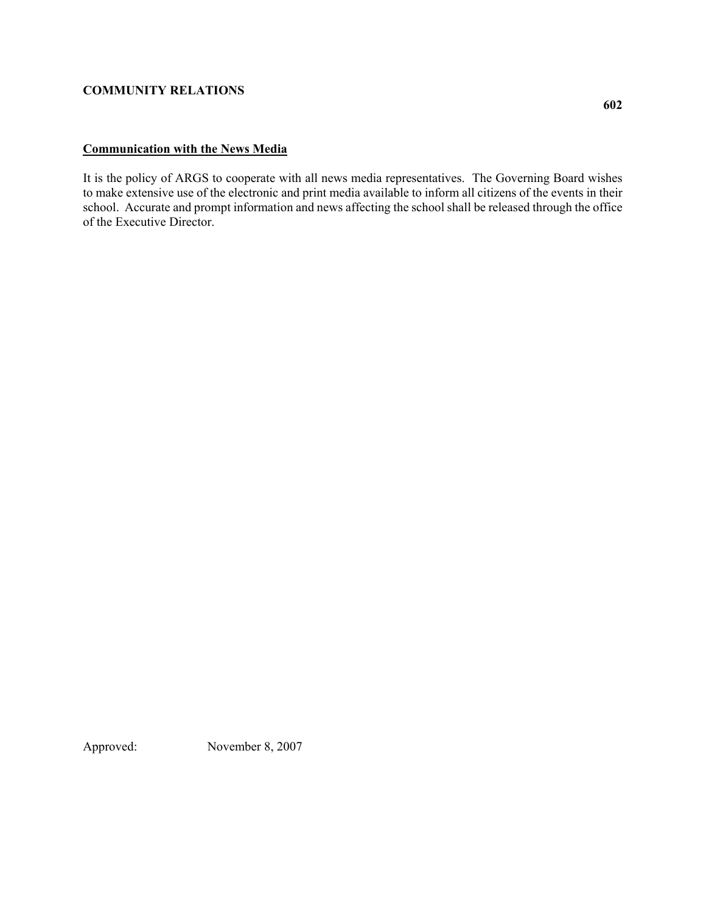**COMMUNITY RELATIONS**

**602**

**Communication with the News Media**

It is the policy of ARGS to cooperate with all news media representatives. The Governing Board wishes to make extensive use of the electronic and print media available to inform all citizens of the events in their school. Accurate and prompt information and news affecting the school shall be released through the office of the Executive Director.

Approved: November 8, 2007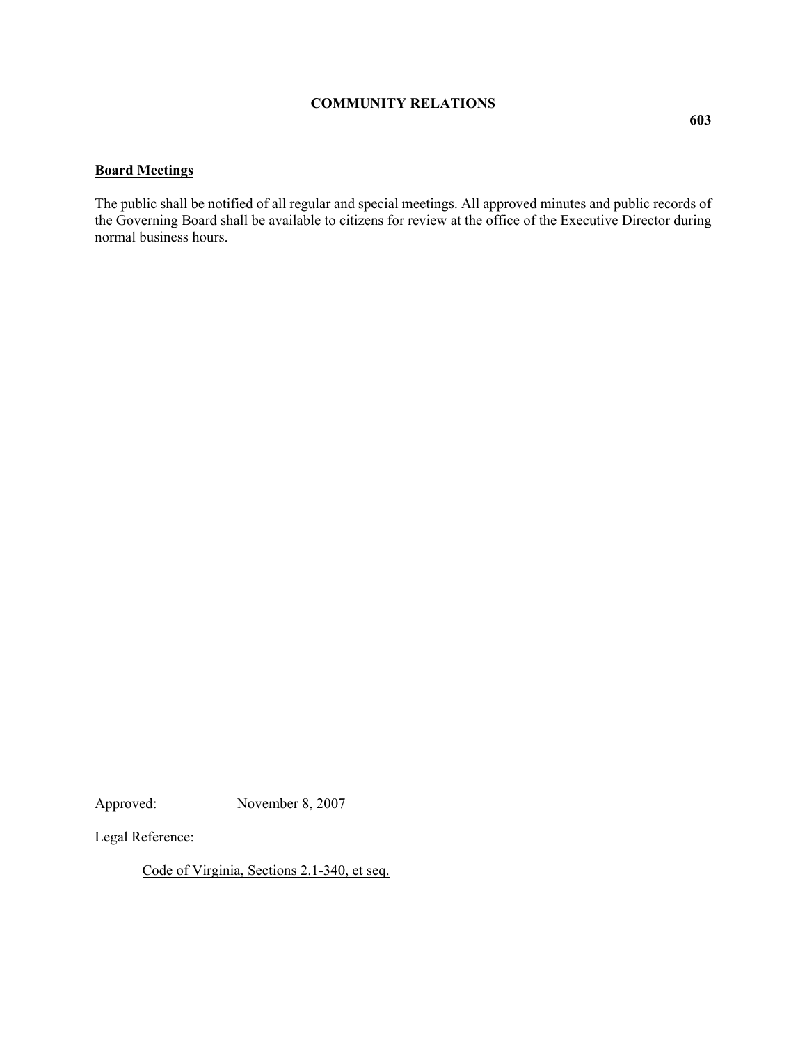**COMMUNITY RELATIONS**

**603**

## Board Meetings

The public shall be notified of all regular and special meetings. All approved minutes and public records of the Governing Board shall be available to citizens for review at the office of the Executive Director during normal business hours.

Approved: November 8, 2007

Legal Reference:

Code of Virginia, Sections 2.1-340, et seq.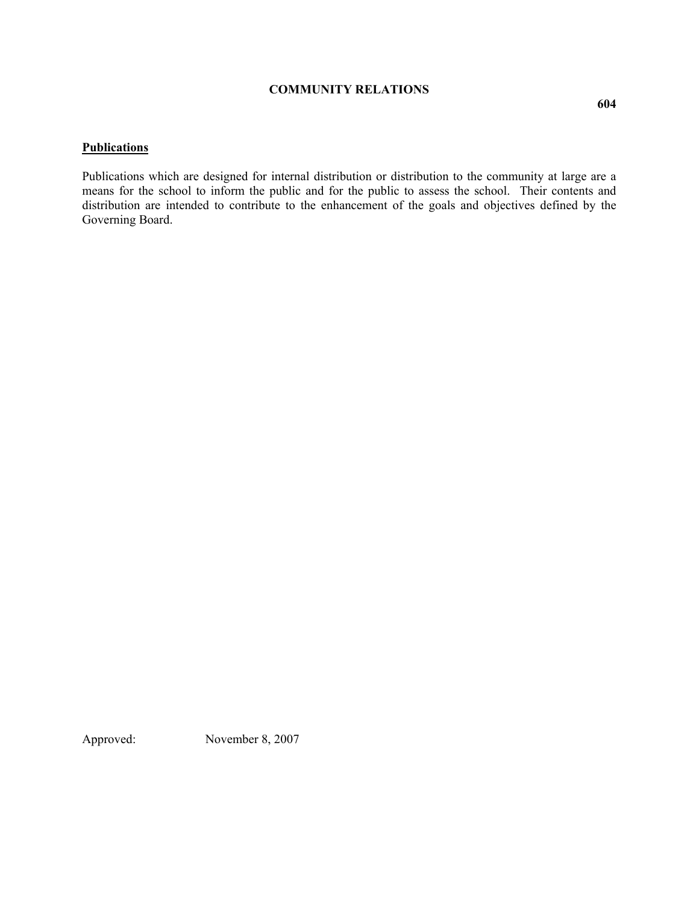**COMMUNITY RELATIONS**

**604**

**Publications**

Publications which are designed for internal distribution or distribution to the community at large are a means for the school to inform the public and for the public to assess the school. Their contents and distribution are intended to contribute to the enhancement of the goals and objectives defined by the Governing Board.

Approved: November 8, 2007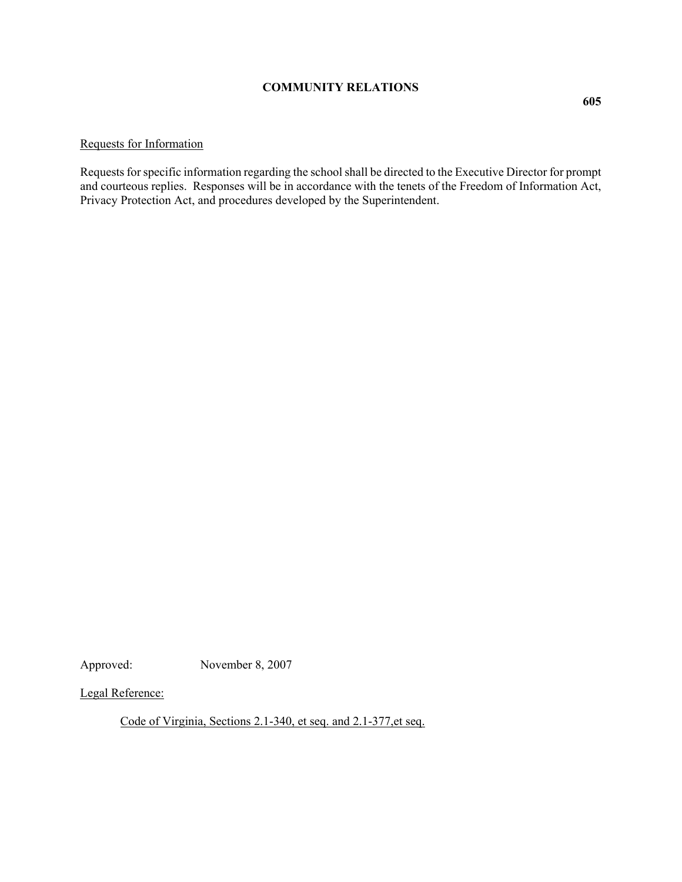# COMMUNITY RELATIONS

**605**

Requests for Information

Requests for specific information regarding the school shall be directed to the Executive Director for prompt and courteous replies. Responses will be in accordance with the tenets of the Freedom of Information Act, Privacy Protection Act, and procedures developed by the Superintendent.

Approved: November 8, 2007

Legal Reference:

Code of Virginia, Sections 2.1-340, et seq. and 2.1-377,et seq.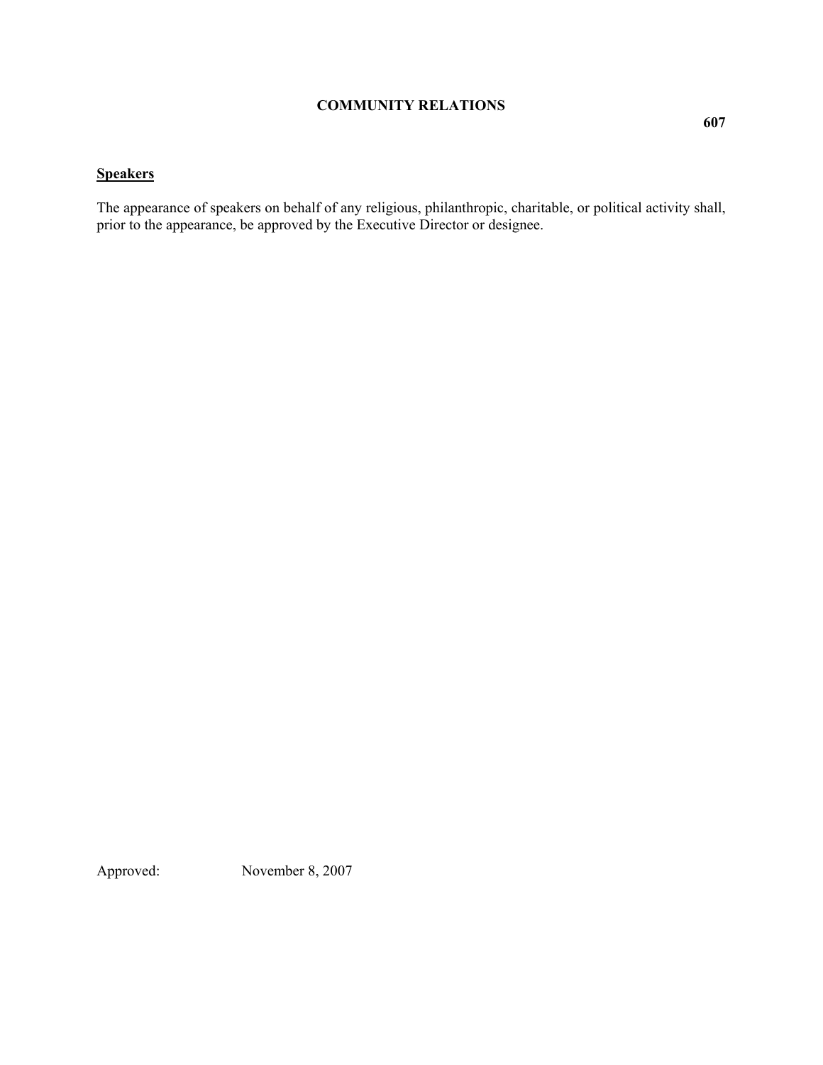# COMMUNITY RELATIONS

**607**

## Speakers

The appearance of speakers on behalf of any religious, philanthropic, charitable, or political activity shall, prior to the appearance, be approved by the Executive Director or designee.

Approved: November 8, 2007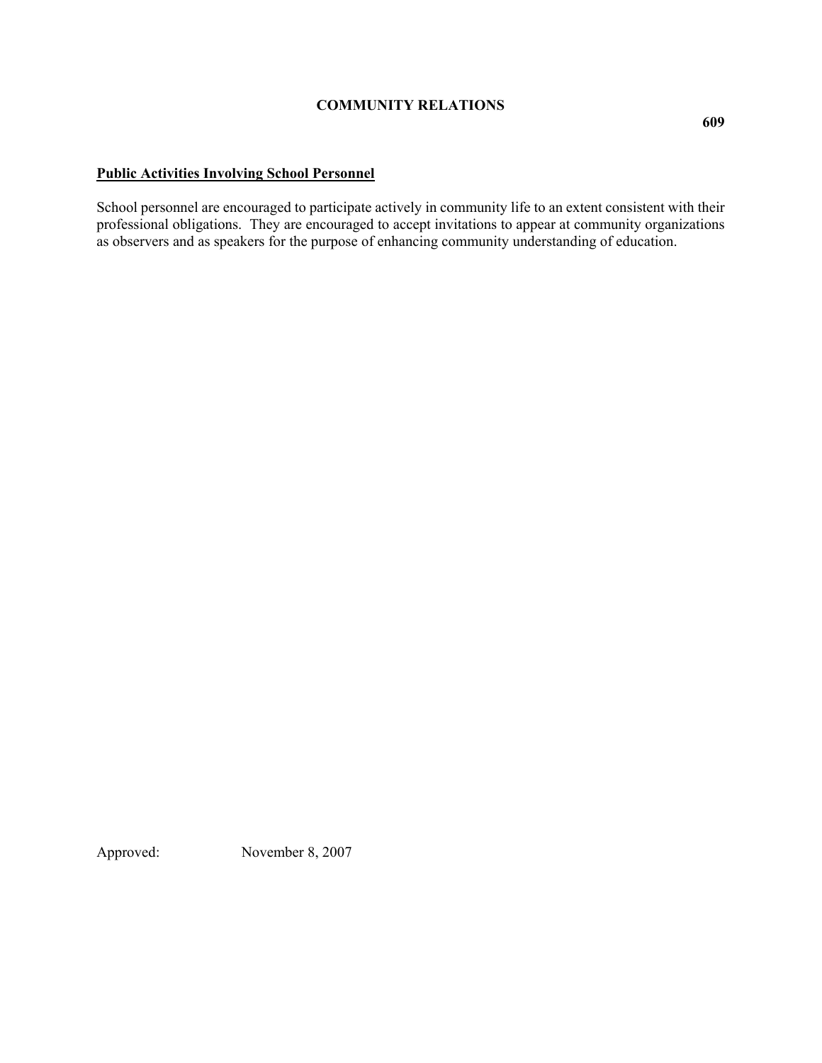**COMMUNITY RELATIONS**

**609**

**<u>Public Activities Involving School Personnel</u>**

School personnel are encouraged to participate actively in community life to an extent consistent with their professional obligations. They are encouraged to accept invitations to appear at community organizations as observers and as speakers for the purpose of enhancing community understanding of education.

Approved: November 8, 2007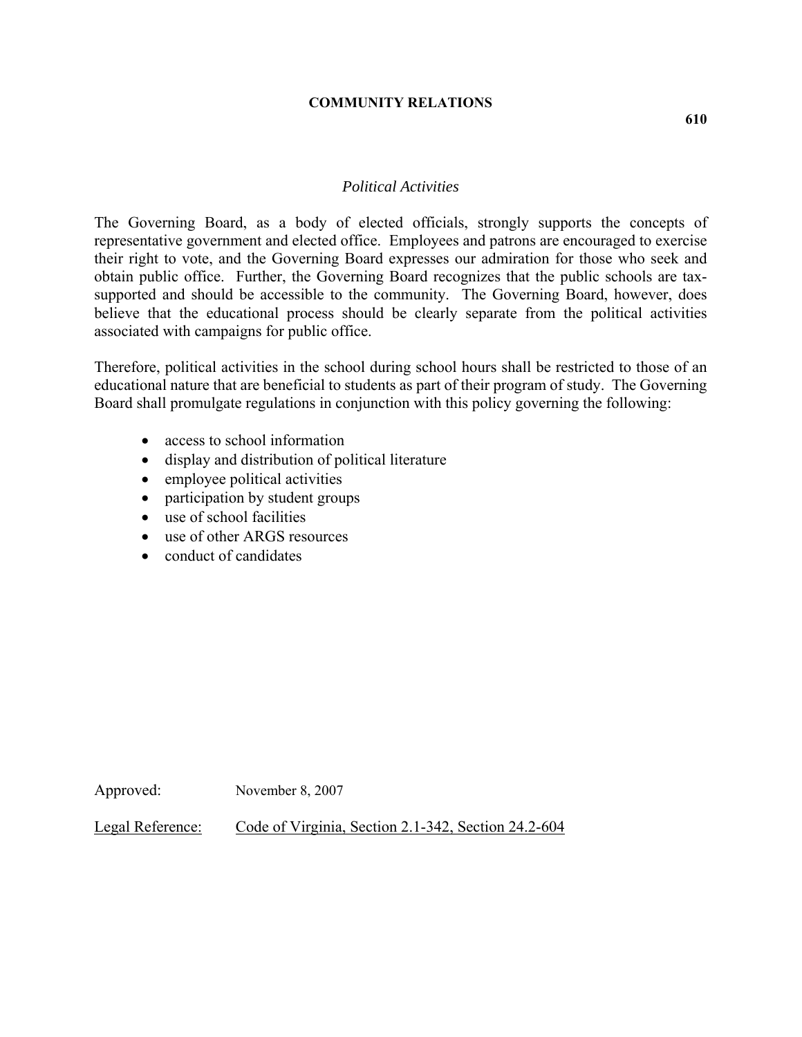**COMMUNITY RELATIONS**

**610**

## *Political Activities*

The Governing Board, as a body of elected officials, strongly supports the concepts of representative government and elected office. Employees and patrons are encouraged to exercise their right to vote, and the Governing Board expresses our admiration for those who seek and obtain public office. Further, the Governing Board recognizes that the public schools are tax-supported and should be accessible to the community. The Governing Board, however, does believe that the educational process should be clearly separate from the political activities associated with campaigns for public office.

Therefore, political activities in the school during school hours shall be restricted to those of an educational nature that are beneficial to students as part of their program of study. The Governing Board shall promulgate regulations in conjunction with this policy governing the following:

- access to school information
- display and distribution of political literature
- employee political activities
- participation by student groups
- use of school facilities
- use of other ARGS resources
- conduct of candidates

Approved: November 8, 2007

Legal Reference: Code of Virginia, Section 2.1-342, Section 24.2-604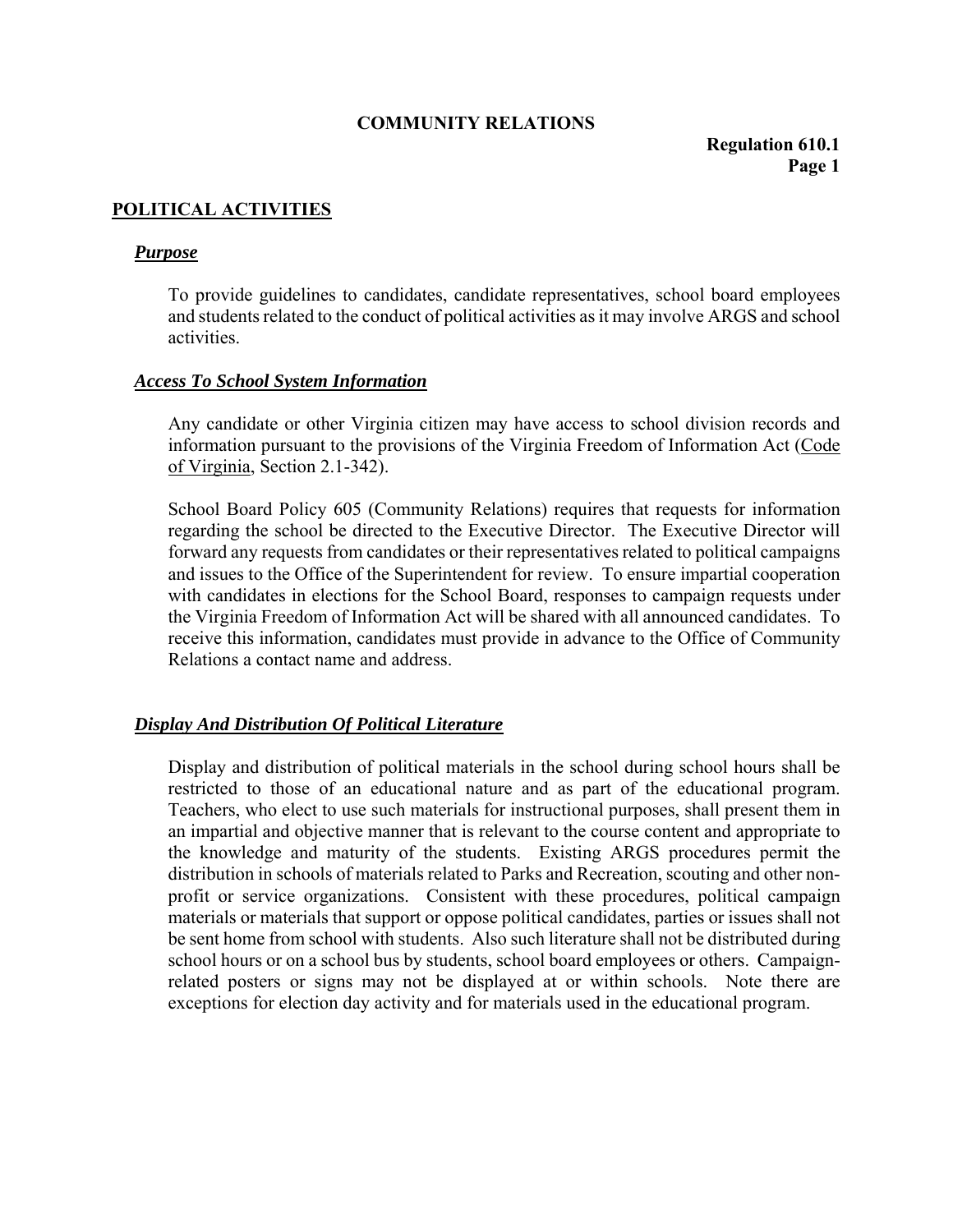**COMMUNITY RELATIONS**

**Regulation 610.1**

## POLITICAL ACTIVITIES

### ***Purpose***

To provide guidelines to candidates, candidate representatives, school board employees and students related to the conduct of political activities as it may involve ARGS and school activities.

### ***Access To School System Information***

Any candidate or other Virginia citizen may have access to school division records and information pursuant to the provisions of the Virginia Freedom of Information Act (Code of Virginia, Section 2.1-342).

School Board Policy 605 (Community Relations) requires that requests for information regarding the school be directed to the Executive Director. The Executive Director will forward any requests from candidates or their representatives related to political campaigns and issues to the Office of the Superintendent for review. To ensure impartial cooperation with candidates in elections for the School Board, responses to campaign requests under the Virginia Freedom of Information Act will be shared with all announced candidates. To receive this information, candidates must provide in advance to the Office of Community Relations a contact name and address.

### ***Display And Distribution Of Political Literature***

Display and distribution of political materials in the school during school hours shall be restricted to those of an educational nature and as part of the educational program. Teachers, who elect to use such materials for instructional purposes, shall present them in an impartial and objective manner that is relevant to the course content and appropriate to the knowledge and maturity of the students. Existing ARGS procedures permit the distribution in schools of materials related to Parks and Recreation, scouting and other non-profit or service organizations. Consistent with these procedures, political campaign materials or materials that support or oppose political candidates, parties or issues shall not be sent home from school with students. Also such literature shall not be distributed during school hours or on a school bus by students, school board employees or others. Campaign-related posters or signs may not be displayed at or within schools. Note there are exceptions for election day activity and for materials used in the educational program.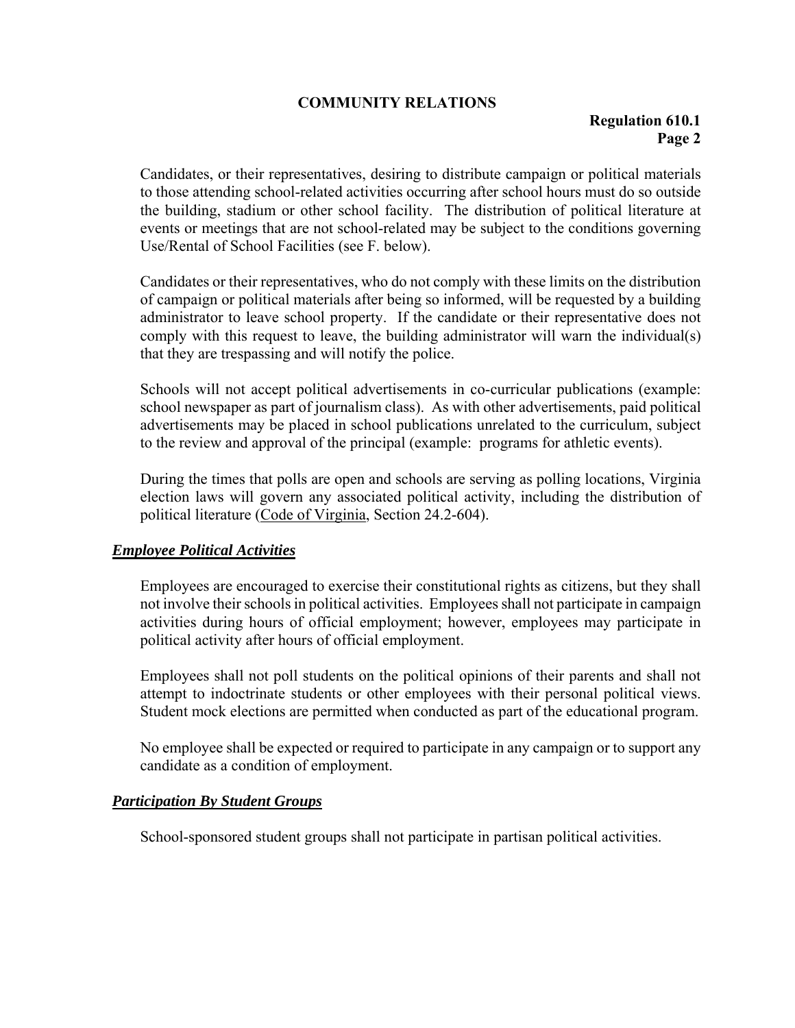Candidates, or their representatives, desiring to distribute campaign or political materials to those attending school-related activities occurring after school hours must do so outside the building, stadium or other school facility. The distribution of political literature at events or meetings that are not school-related may be subject to the conditions governing Use/Rental of School Facilities (see F. below).

Candidates or their representatives, who do not comply with these limits on the distribution of campaign or political materials after being so informed, will be requested by a building administrator to leave school property. If the candidate or their representative does not comply with this request to leave, the building administrator will warn the individual(s) that they are trespassing and will notify the police.

Schools will not accept political advertisements in co-curricular publications (example: school newspaper as part of journalism class). As with other advertisements, paid political advertisements may be placed in school publications unrelated to the curriculum, subject to the review and approval of the principal (example: programs for athletic events).

During the times that polls are open and schools are serving as polling locations, Virginia election laws will govern any associated political activity, including the distribution of political literature (Code of Virginia, Section 24.2-604).

### ***Employee Political Activities***

Employees are encouraged to exercise their constitutional rights as citizens, but they shall not involve their schools in political activities. Employees shall not participate in campaign activities during hours of official employment; however, employees may participate in political activity after hours of official employment.

Employees shall not poll students on the political opinions of their parents and shall not attempt to indoctrinate students or other employees with their personal political views. Student mock elections are permitted when conducted as part of the educational program.

No employee shall be expected or required to participate in any campaign or to support any candidate as a condition of employment.

### ***Participation By Student Groups***

School-sponsored student groups shall not participate in partisan political activities.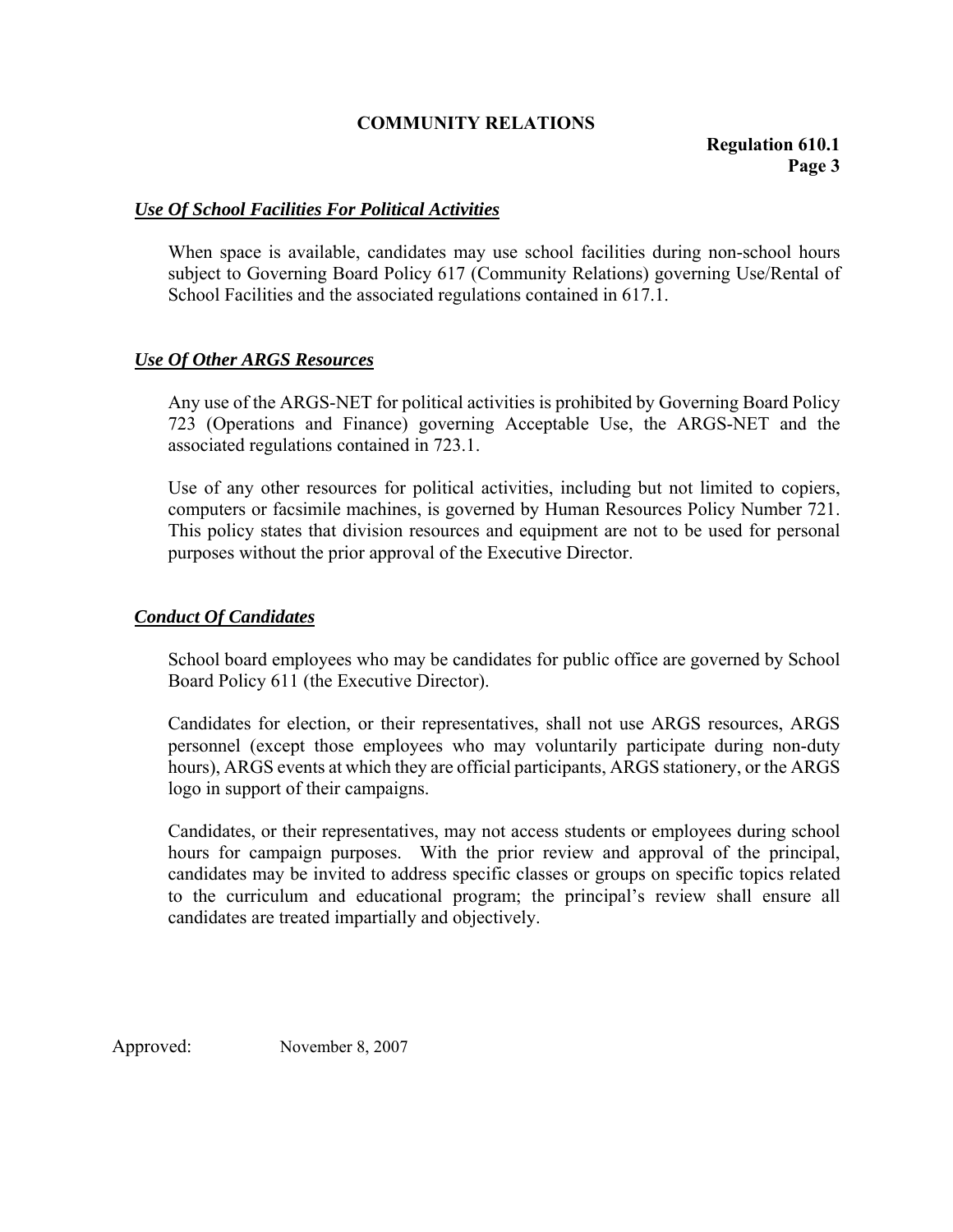## COMMUNITY RELATIONS

**Regulation 610.1**

### ***Use Of School Facilities For Political Activities***

When space is available, candidates may use school facilities during non-school hours subject to Governing Board Policy 617 (Community Relations) governing Use/Rental of School Facilities and the associated regulations contained in 617.1.

### ***Use Of Other ARGS Resources***

Any use of the ARGS-NET for political activities is prohibited by Governing Board Policy 723 (Operations and Finance) governing Acceptable Use, the ARGS-NET and the associated regulations contained in 723.1.

Use of any other resources for political activities, including but not limited to copiers, computers or facsimile machines, is governed by Human Resources Policy Number 721. This policy states that division resources and equipment are not to be used for personal purposes without the prior approval of the Executive Director.

### ***Conduct Of Candidates***

School board employees who may be candidates for public office are governed by School Board Policy 611 (the Executive Director).

Candidates for election, or their representatives, shall not use ARGS resources, ARGS personnel (except those employees who may voluntarily participate during non-duty hours), ARGS events at which they are official participants, ARGS stationery, or the ARGS logo in support of their campaigns.

Candidates, or their representatives, may not access students or employees during school hours for campaign purposes. With the prior review and approval of the principal, candidates may be invited to address specific classes or groups on specific topics related to the curriculum and educational program; the principal's review shall ensure all candidates are treated impartially and objectively.

Approved: November 8, 2007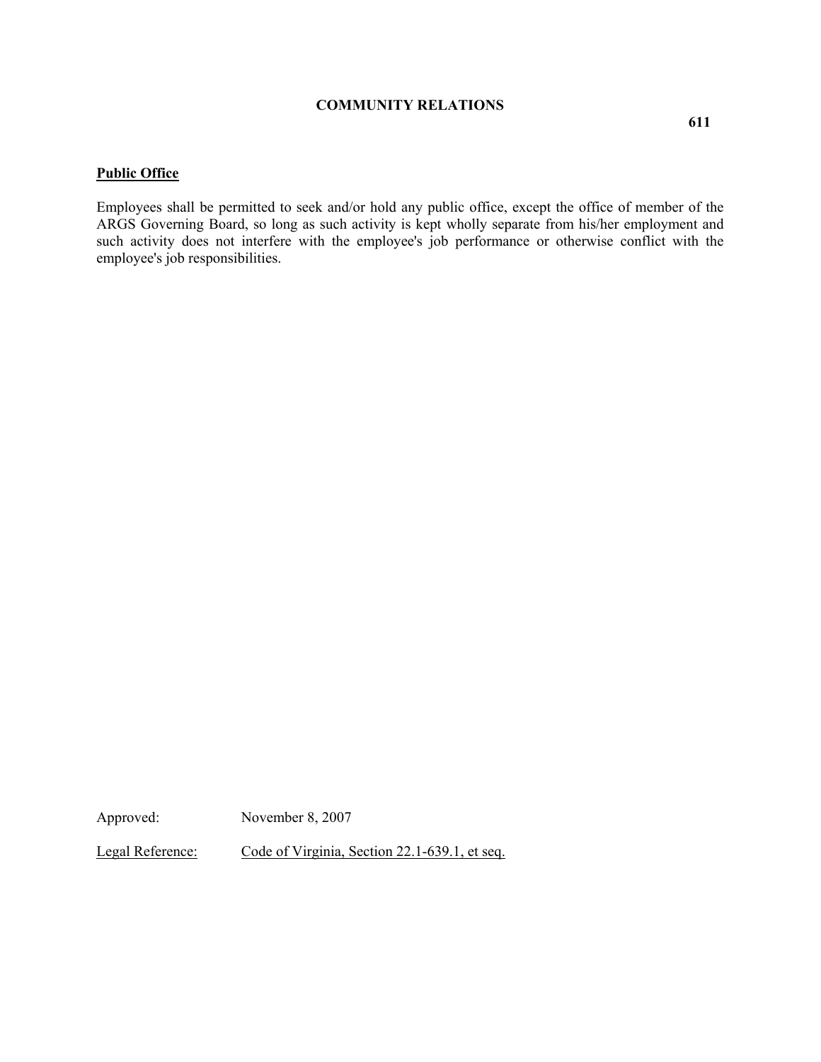**COMMUNITY RELATIONS**

**611**

## Public Office

Employees shall be permitted to seek and/or hold any public office, except the office of member of the ARGS Governing Board, so long as such activity is kept wholly separate from his/her employment and such activity does not interfere with the employee's job performance or otherwise conflict with the employee's job responsibilities.

Approved: November 8, 2007

Legal Reference: Code of Virginia, Section 22.1-639.1, et seq.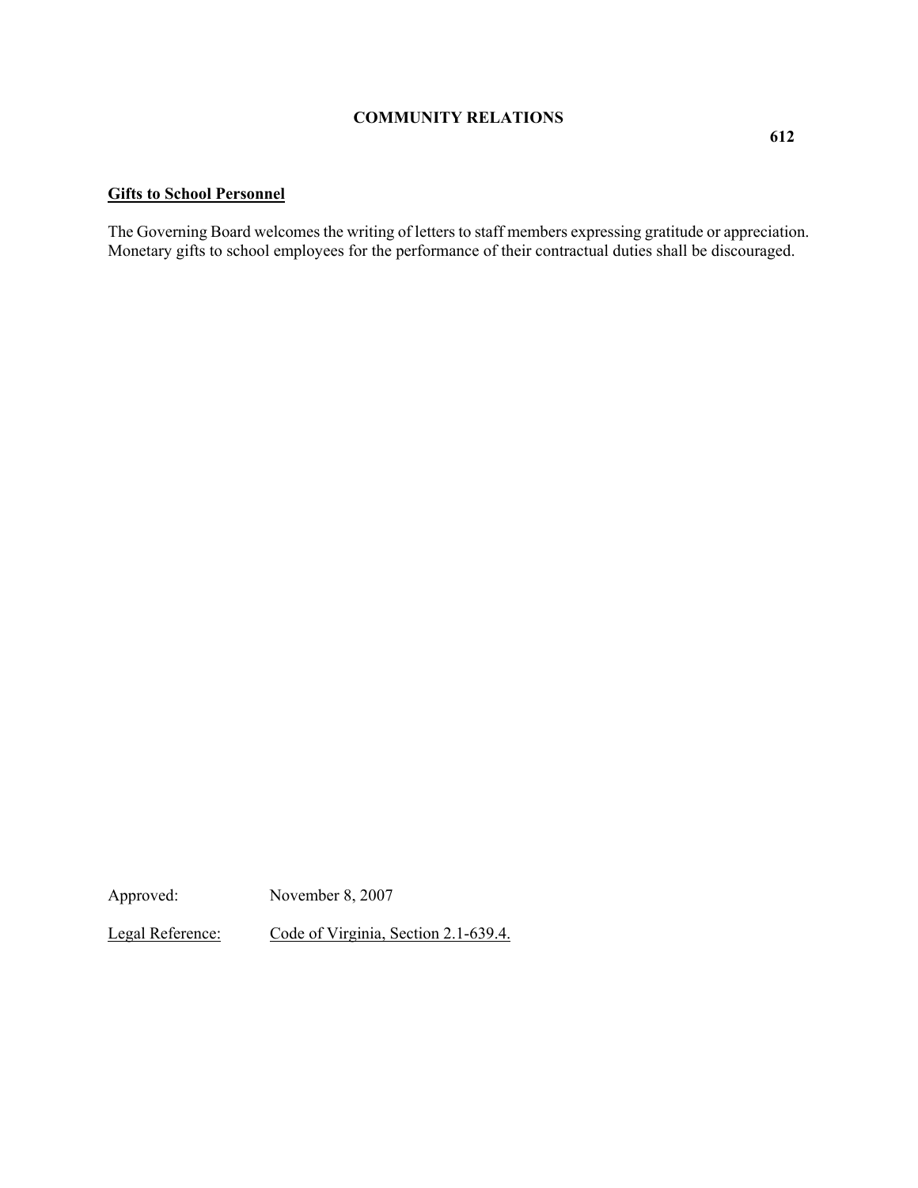**COMMUNITY RELATIONS**

**612**

**Gifts to School Personnel**

The Governing Board welcomes the writing of letters to staff members expressing gratitude or appreciation. Monetary gifts to school employees for the performance of their contractual duties shall be discouraged.

Approved: November 8, 2007

Legal Reference: Code of Virginia, Section 2.1-639.4.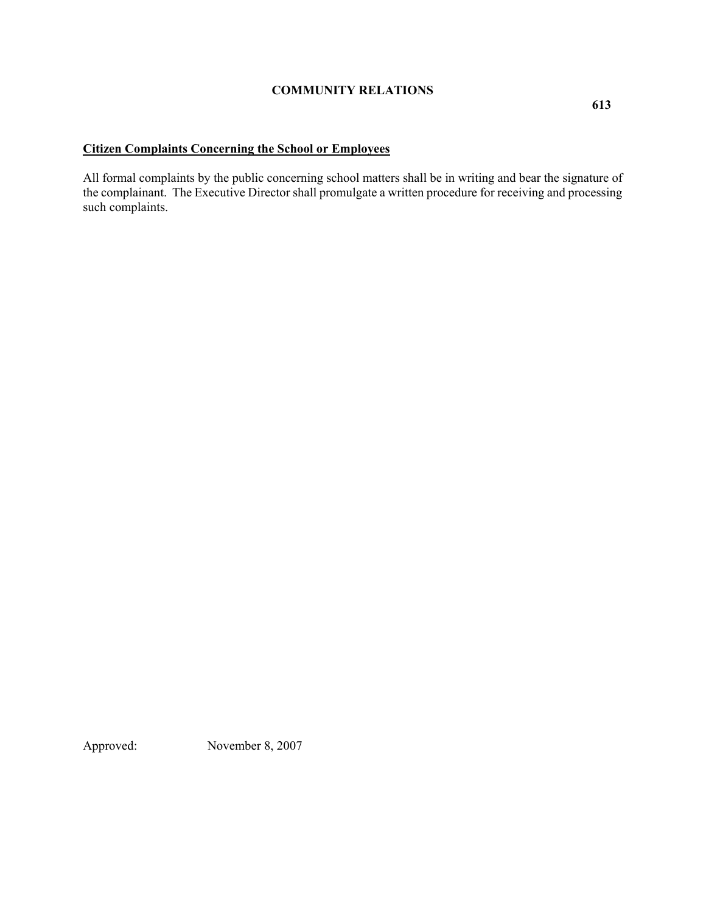# COMMUNITY RELATIONS

**613**

## Citizen Complaints Concerning the School or Employees

All formal complaints by the public concerning school matters shall be in writing and bear the signature of the complainant. The Executive Director shall promulgate a written procedure for receiving and processing such complaints.

Approved: November 8, 2007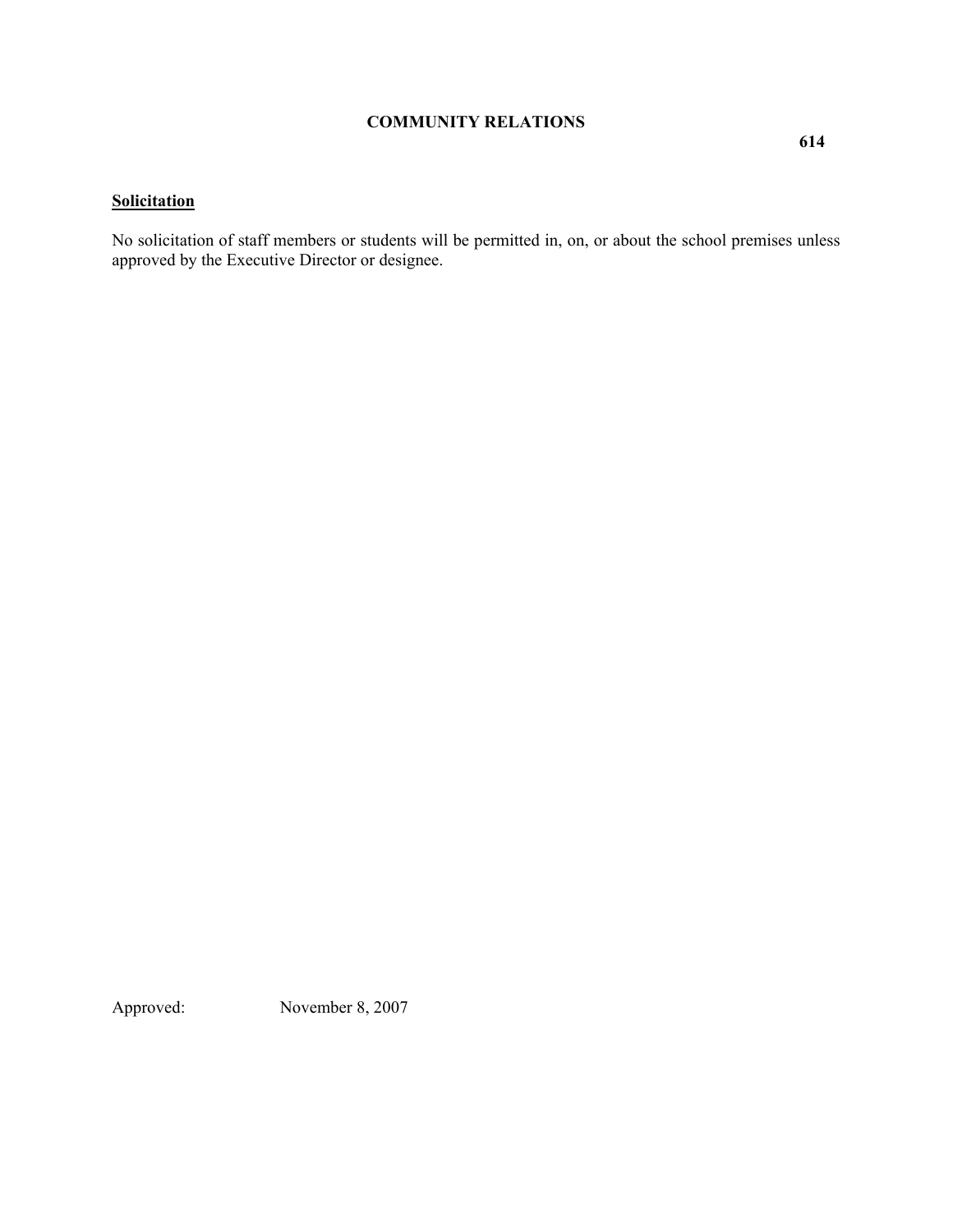**COMMUNITY RELATIONS**

**614**

**<u>Solicitation</u>**

No solicitation of staff members or students will be permitted in, on, or about the school premises unless approved by the Executive Director or designee.

Approved: November 8, 2007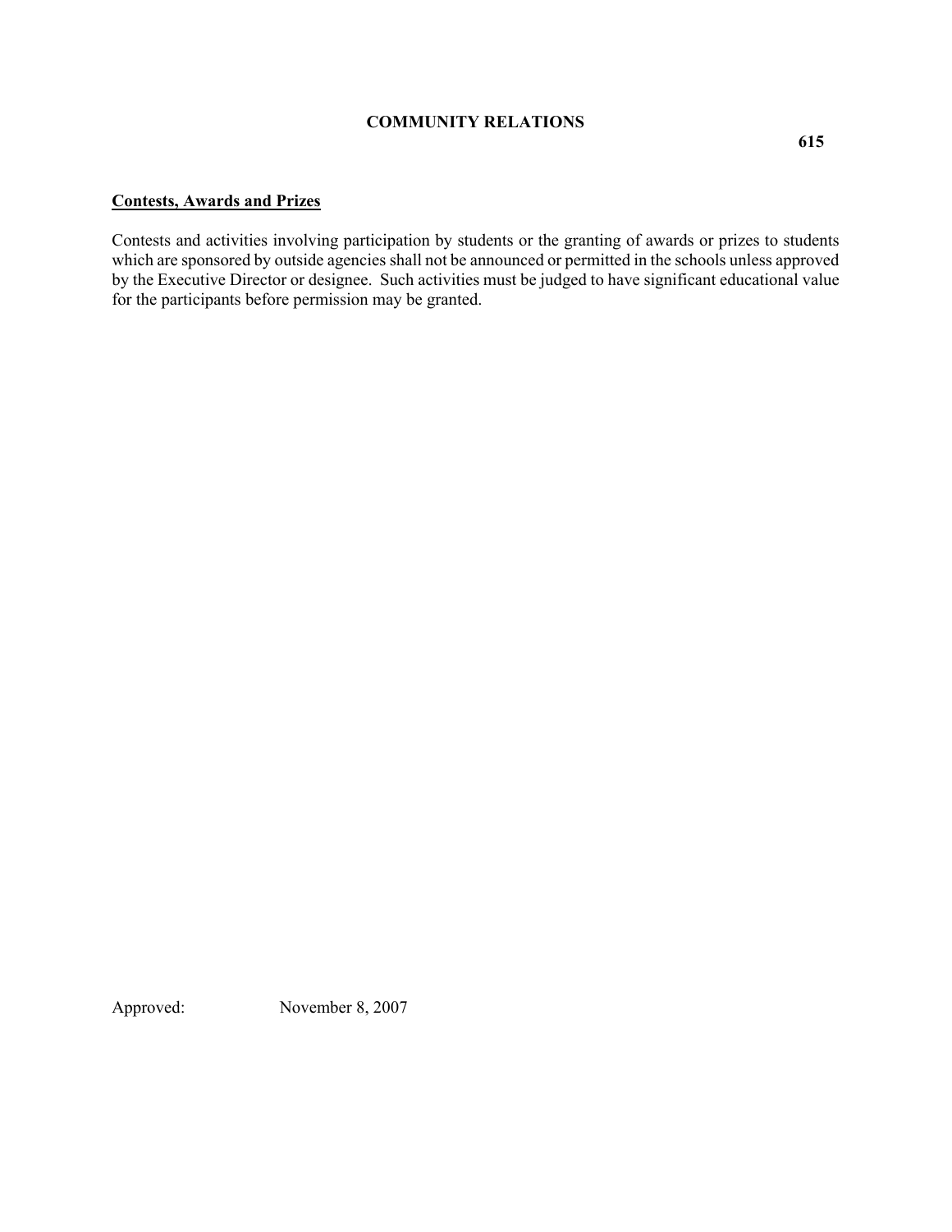**COMMUNITY RELATIONS**

**615**

## Contests, Awards and Prizes

Contests and activities involving participation by students or the granting of awards or prizes to students which are sponsored by outside agencies shall not be announced or permitted in the schools unless approved by the Executive Director or designee. Such activities must be judged to have significant educational value for the participants before permission may be granted.

Approved: November 8, 2007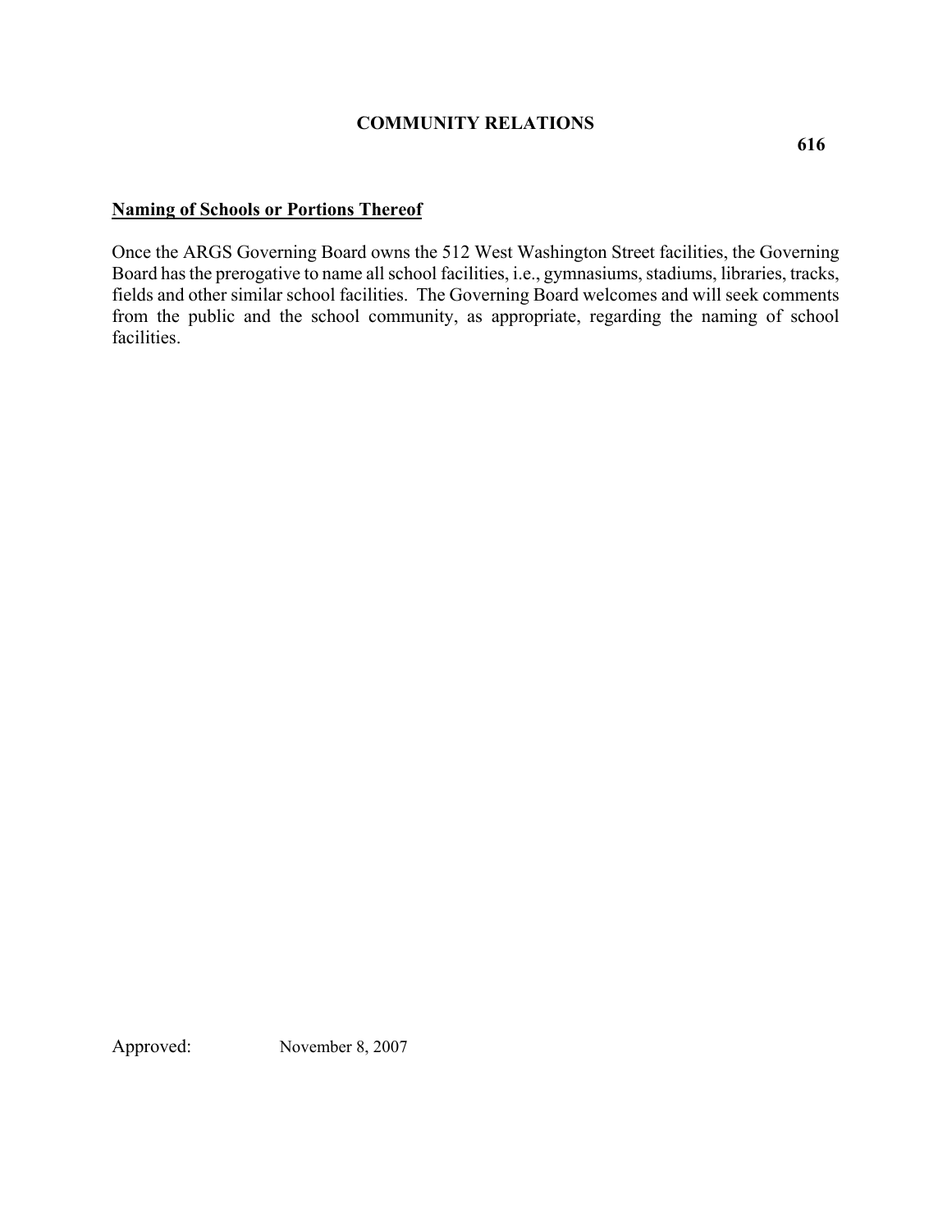## COMMUNITY RELATIONS

**616**

### Naming of Schools or Portions Thereof

Once the ARGS Governing Board owns the 512 West Washington Street facilities, the Governing Board has the prerogative to name all school facilities, i.e., gymnasiums, stadiums, libraries, tracks, fields and other similar school facilities. The Governing Board welcomes and will seek comments from the public and the school community, as appropriate, regarding the naming of school facilities.

Approved: November 8, 2007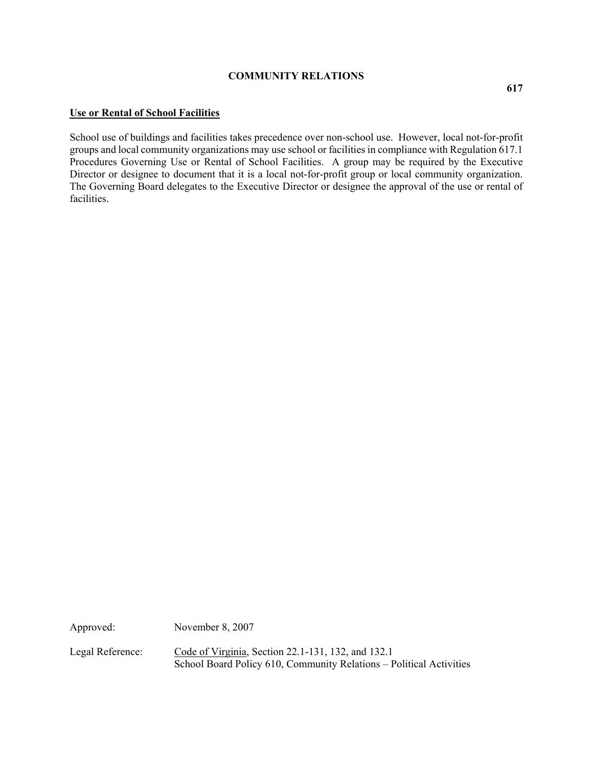**COMMUNITY RELATIONS**

**617**

**Use or Rental of School Facilities**

School use of buildings and facilities takes precedence over non-school use. However, local not-for-profit groups and local community organizations may use school or facilities in compliance with Regulation 617.1 Procedures Governing Use or Rental of School Facilities. A group may be required by the Executive Director or designee to document that it is a local not-for-profit group or local community organization. The Governing Board delegates to the Executive Director or designee the approval of the use or rental of facilities.

Approved: November 8, 2007

Legal Reference: Code of Virginia, Section 22.1-131, 132, and 132.1
School Board Policy 610, Community Relations – Political Activities